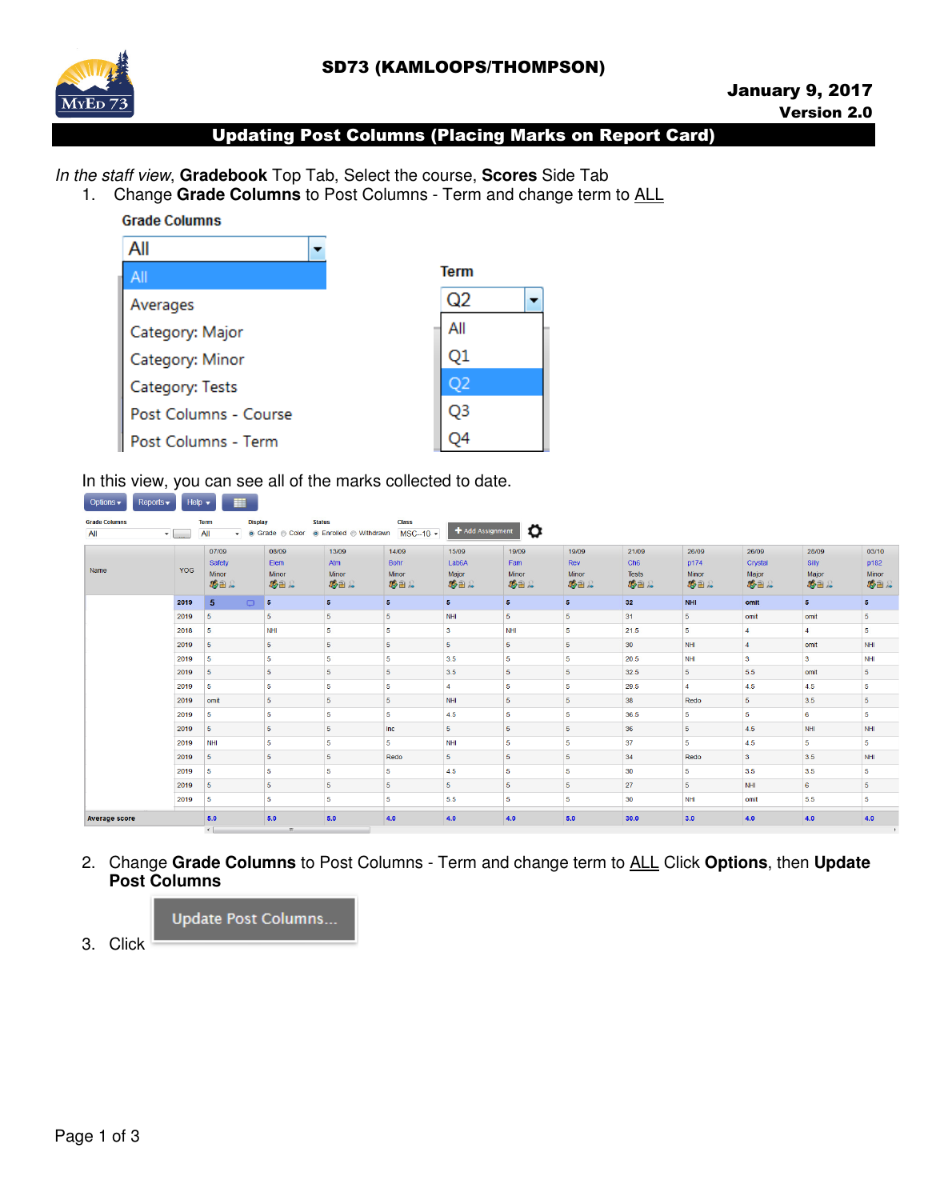SD73 (KAMLOOPS/THOMPSON)

**January 9, 2017**
**Version 2.0**

# Updating Post Columns (Placing Marks on Report Card)

*In the staff view*, **Gradebook** Top Tab, Select the course, **Scores** Side Tab

1. Change **Grade Columns** to Post Columns - Term and change term to <u>ALL</u>

**Grade Columns**

- All
- Averages
- Category: Major
- Category: Minor
- Category: Tests
- Post Columns - Course
- Post Columns - Term

**Term**

- All
- Q1
- Q2
- Q3
- Q4

In this view, you can see all of the marks collected to date.

2. Change **Grade Columns** to Post Columns - Term and change term to <u>ALL</u> Click **Options**, then **Update Post Columns**

3. Click Update Post Columns...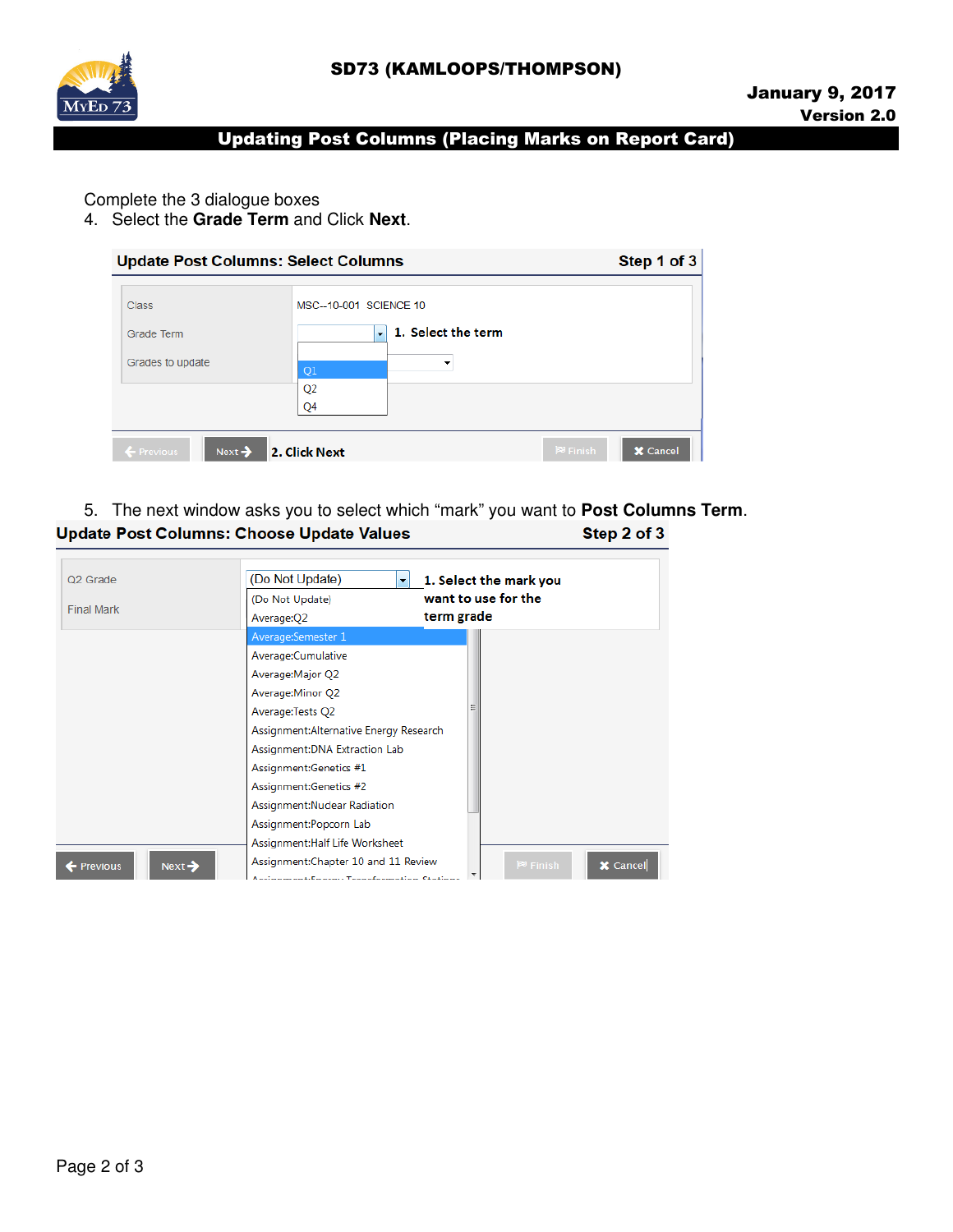Complete the 3 dialogue boxes

4. Select the **Grade Term** and Click **Next**.

**Update Post Columns: Select Columns** **Step 1 of 3**

| | |
|---|---|
| Class | MSC--10-001 SCIENCE 10 |
| Grade Term | 1. Select the term |
| Grades to update | |

Q1
Q2
Q4

Previous | Next | 2. Click Next | Finish | Cancel

5. The next window asks you to select which "mark" you want to **Post Columns Term**.

**Update Post Columns: Choose Update Values** **Step 2 of 3**

| | |
|---|---|
| Q2 Grade | (Do Not Update) |
| Final Mark | |

1. Select the mark you want to use for the term grade

(Do Not Update)
Average:Q2
Average:Semester 1
Average:Cumulative
Average:Major Q2
Average:Minor Q2
Average:Tests Q2
Assignment:Alternative Energy Research
Assignment:DNA Extraction Lab
Assignment:Genetics #1
Assignment:Genetics #2
Assignment:Nuclear Radiation
Assignment:Popcorn Lab
Assignment:Half Life Worksheet
Assignment:Chapter 10 and 11 Review

Previous | Next | Finish | Cancel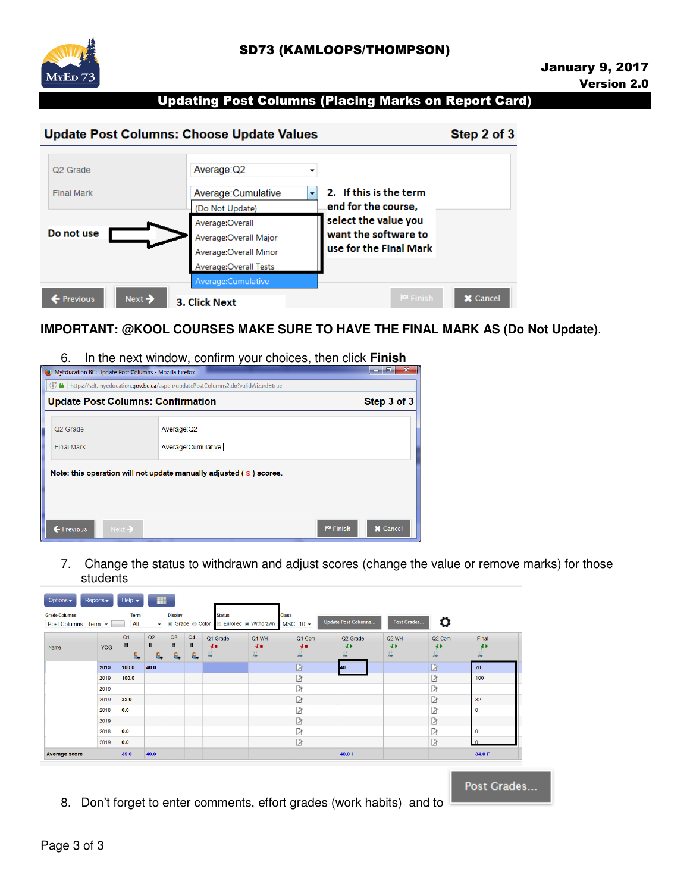**Updating Post Columns (Placing Marks on Report Card)**

**Update Post Columns: Choose Update Values** — **Step 2 of 3**

Q2 Grade — Average:Q2

Final Mark — Average:Cumulative

(Do Not Update)
Average:Overall
Average:Overall Major
Average:Overall Minor
Average:Overall Tests
Average:Cumulative

**Do not use**

**2. If this is the term end for the course, select the value you want the software to use for the Final Mark**

Previous | Next | **3. Click Next** | Finish | Cancel

**IMPORTANT: @KOOL COURSES MAKE SURE TO HAVE THE FINAL MARK AS (Do Not Update).**

6. In the next window, confirm your choices, then click **Finish**

MyEducation BC: Update Post Columns - Mozilla Firefox

https://sdt.myeducation.gov.bc.ca/aspen/updatePostColumns2.do?validWizard=true

**Update Post Columns: Confirmation** — **Step 3 of 3**

Q2 Grade — Average:Q2

Final Mark — Average:Cumulative

**Note: this operation will not update manually adjusted ( ⊘ ) scores.**

Previous | Next | Finish | Cancel

7. Change the status to withdrawn and adjust scores (change the value or remove marks) for those students

Options | Reports | Help

Grade Columns: Post Columns - Term | Term: All | Display: Grade / Color | Status: Enrolled / Withdrawn | Class: MSC--10- | Update Post Columns... | Post Grades...

| Name | YOG | Q1 | Q2 | Q3 | Q4 | Q1 Grade | Q1 WH | Q1 Com | Q2 Grade | Q2 WH | Q2 Com | Final |
|---|---|---|---|---|---|---|---|---|---|---|---|---|
| | 2019 | 100.0 | 40.0 | | | | | | 40 | | | 70 |
| | 2019 | 100.0 | | | | | | | | | | 100 |
| | 2019 | | | | | | | | | | | |
| | 2019 | 32.0 | | | | | | | | | | 32 |
| | 2018 | 0.0 | | | | | | | | | | 0 |
| | 2019 | | | | | | | | | | | |
| | 2018 | 0.0 | | | | | | | | | | 0 |
| | 2019 | 0.0 | | | | | | | | | | 0 |
| Average score | | 39.0 | 40.0 | | | | | | 40.0 I | | | 34.0 F |

8. Don't forget to enter comments, effort grades (work habits) and to **Post Grades...**